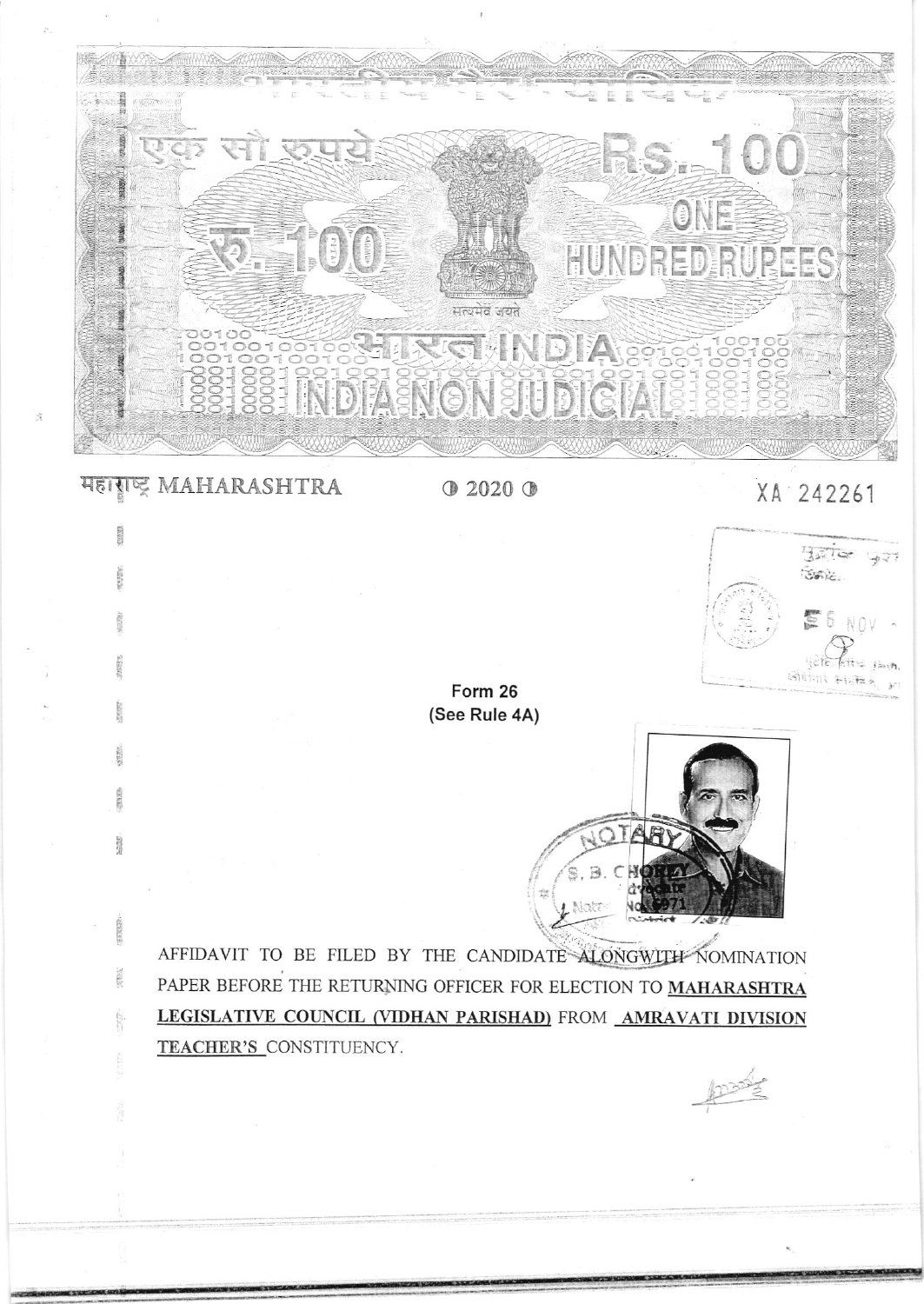एक सौ रुपये Rs. 100

रु. 100 ONE HUNDRED RUPEES

सत्यमेव जयते

भारत INDIA

INDIA NON JUDICIAL

महाराष्ट्र MAHARASHTRA ● 2020 ● XA 242261

Form 26
(See Rule 4A)

AFFIDAVIT TO BE FILED BY THE CANDIDATE ALONGWITH NOMINATION PAPER BEFORE THE RETURNING OFFICER FOR ELECTION TO **MAHARASHTRA LEGISLATIVE COUNCIL (VIDHAN PARISHAD)** FROM **AMRAVATI DIVISION TEACHER'S** CONSTITUENCY.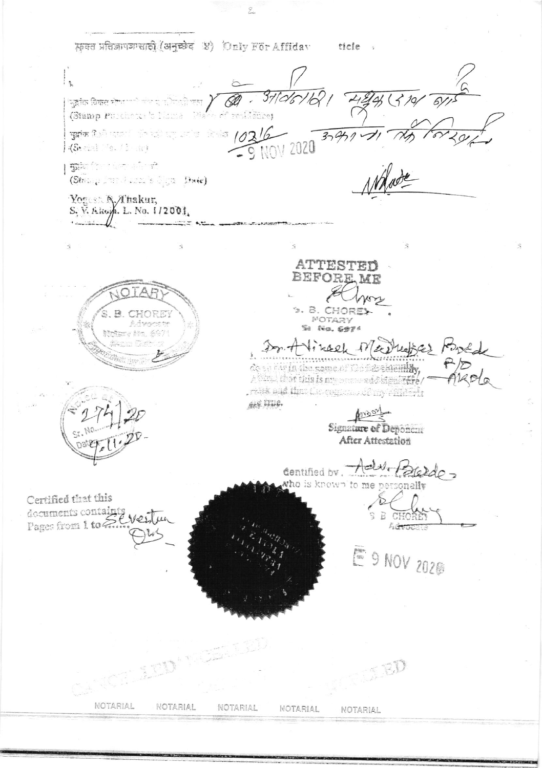फक्त प्रतिज्ञापत्रासाठी (अनुच्छेद ४) Only For Affidav ticle

मुद्रांक विकत घेणाऱ्याचे नाव व राहिवासी पत्ता / (Stamp Purchaser's Name - Place of residence) डॉ. अविनाश मधुकरराव बोर्डे

मुद्रांक विक्री नोंदवही अनु. क्रमांक / दिनांक (Serial No. / Date) 10316 - 9 NOV 2020 अकोला जी. डि. नि. रहा.

मुद्रांक विक्रेत्याची सही / (Stamp Vendor's Sign - Date)

Yogesh N. Thakur,
S. V. Akola. L. No. 1/2001.

NOTARY
S. B. CHOREY
Advocate
Notary No. 6971

Sr. No. 274/20
Date 9.11.20

ATTESTED
BEFORE ME

S. B. CHOREY
NOTARY
Sr. No. 6971

Dr. Avinash Madhukar Borde R/O Akola
do on oath in the name of God/solemnly
Affirm that this is my name and signature/
mark and that the contents of my affidavit
are true.

Signature of Deponent
After Attestation

Identified by, Adv. Borde
who is known to me personally

S B CHOREY
Advocate

9 NOV 2020

Certified that this
documents contains
Pages from 1 to Seventeen

NOTARIAL NOTARIAL NOTARIAL NOTARIAL NOTARIAL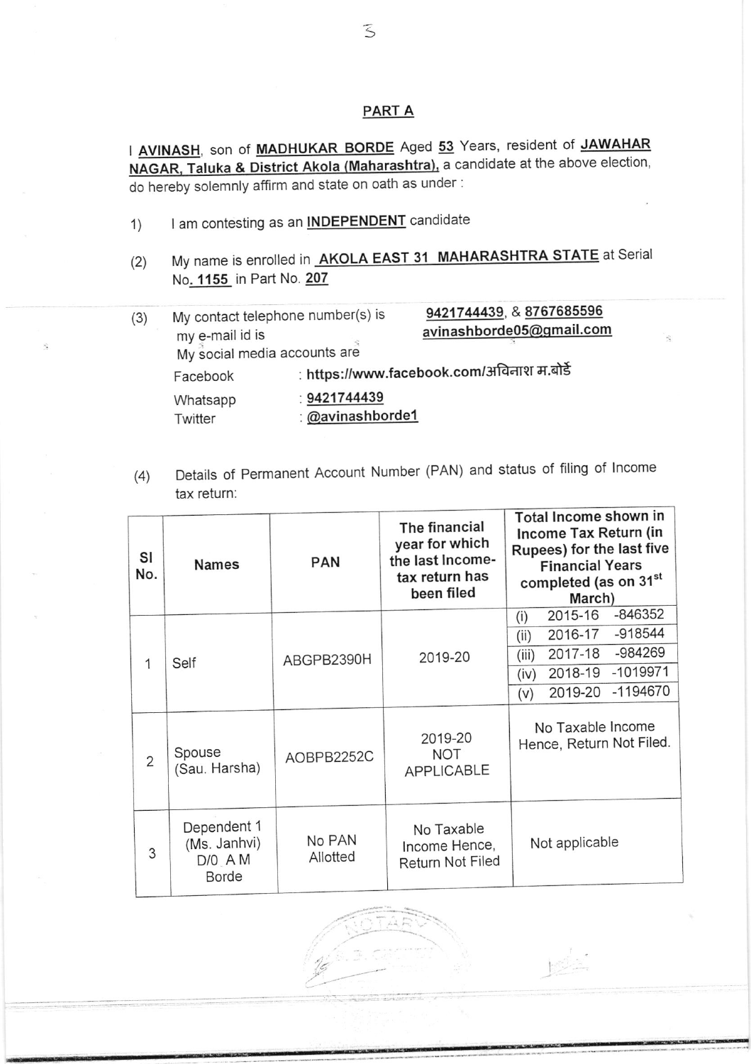## PART A

I **AVINASH**, son of **MADHUKAR BORDE** Aged **53** Years, resident of **JAWAHAR NAGAR, Taluka & District Akola (Maharashtra),** a candidate at the above election, do hereby solemnly affirm and state on oath as under :

1) I am contesting as an **INDEPENDENT** candidate

(2) My name is enrolled in **AKOLA EAST 31 MAHARASHTRA STATE** at Serial No. **1155** in Part No. **207**

(3) My contact telephone number(s) is **9421744439**, & **8767685596**
my e-mail id is **avinashborde05@gmail.com**
My social media accounts are
Facebook : **https://www.facebook.com/अविनाश म.बोर्डे**
Whatsapp : **9421744439**
Twitter : **@avinashborde1**

(4) Details of Permanent Account Number (PAN) and status of filing of Income tax return:

| Sl No. | Names | PAN | The financial year for which the last Income-tax return has been filed | Total Income shown in Income Tax Return (in Rupees) for the last five Financial Years completed (as on 31st March) |
|---|---|---|---|---|
| 1 | Self | ABGPB2390H | 2019-20 | (i) 2015-16 -846352<br>(ii) 2016-17 -918544<br>(iii) 2017-18 -984269<br>(iv) 2018-19 -1019971<br>(v) 2019-20 -1194670 |
| 2 | Spouse (Sau. Harsha) | AOBPB2252C | 2019-20 NOT APPLICABLE | No Taxable Income Hence, Return Not Filed. |
| 3 | Dependent 1 (Ms. Janhvi) D/0 A M Borde | No PAN Allotted | No Taxable Income Hence, Return Not Filed | Not applicable |